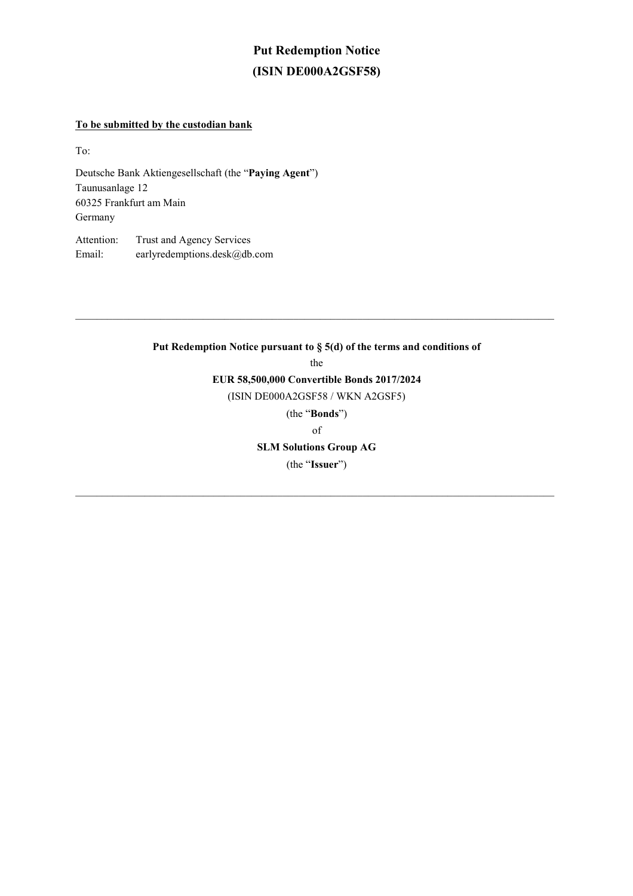# Put Redemption Notice
# (ISIN DE000A2GSF58)

**To be submitted by the custodian bank**

To:

Deutsche Bank Aktiengesellschaft (the "**Paying Agent**")
Taunusanlage 12
60325 Frankfurt am Main
Germany

Attention: Trust and Agency Services
Email: earlyredemptions.desk@db.com

---

**Put Redemption Notice pursuant to § 5(d) of the terms and conditions of**

the

**EUR 58,500,000 Convertible Bonds 2017/2024**

(ISIN DE000A2GSF58 / WKN A2GSF5)

(the "**Bonds**")

of

**SLM Solutions Group AG**

(the "**Issuer**")

---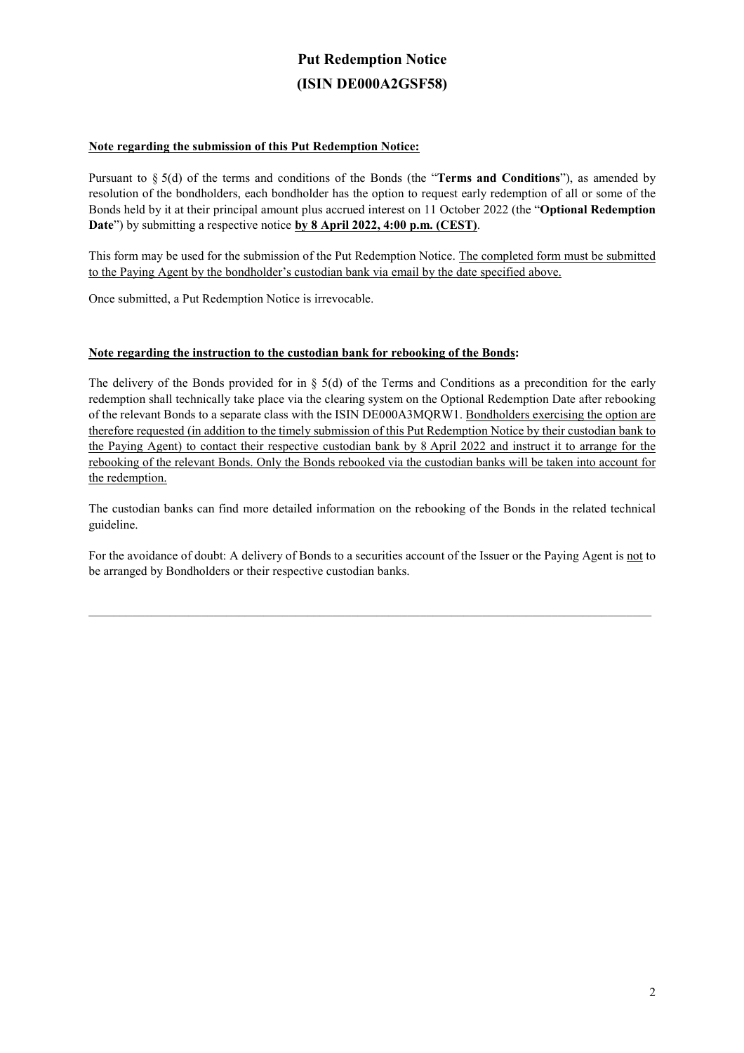# Put Redemption Notice
# (ISIN DE000A2GSF58)

**Note regarding the submission of this Put Redemption Notice:**

Pursuant to § 5(d) of the terms and conditions of the Bonds (the "**Terms and Conditions**"), as amended by resolution of the bondholders, each bondholder has the option to request early redemption of all or some of the Bonds held by it at their principal amount plus accrued interest on 11 October 2022 (the "**Optional Redemption Date**") by submitting a respective notice **by 8 April 2022, 4:00 p.m. (CEST)**.

This form may be used for the submission of the Put Redemption Notice. The completed form must be submitted to the Paying Agent by the bondholder's custodian bank via email by the date specified above.

Once submitted, a Put Redemption Notice is irrevocable.

**Note regarding the instruction to the custodian bank for rebooking of the Bonds:**

The delivery of the Bonds provided for in § 5(d) of the Terms and Conditions as a precondition for the early redemption shall technically take place via the clearing system on the Optional Redemption Date after rebooking of the relevant Bonds to a separate class with the ISIN DE000A3MQRW1. Bondholders exercising the option are therefore requested (in addition to the timely submission of this Put Redemption Notice by their custodian bank to the Paying Agent) to contact their respective custodian bank by 8 April 2022 and instruct it to arrange for the rebooking of the relevant Bonds. Only the Bonds rebooked via the custodian banks will be taken into account for the redemption.

The custodian banks can find more detailed information on the rebooking of the Bonds in the related technical guideline.

For the avoidance of doubt: A delivery of Bonds to a securities account of the Issuer or the Paying Agent is not to be arranged by Bondholders or their respective custodian banks.

---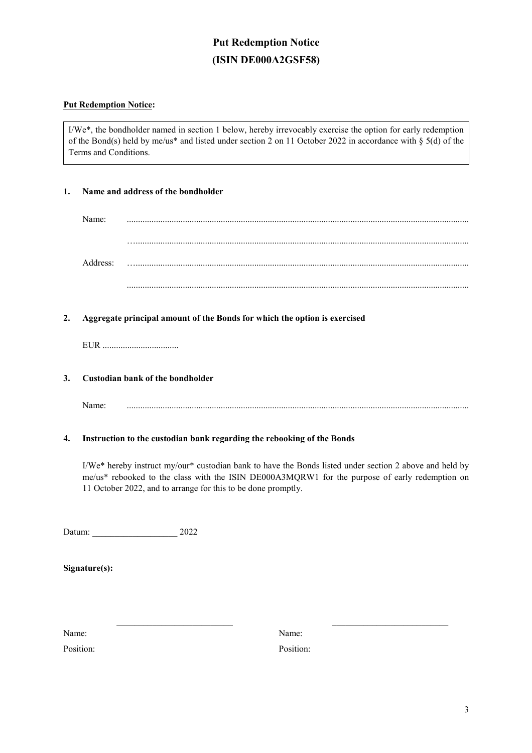# Put Redemption Notice

# (ISIN DE000A2GSF58)

**Put Redemption Notice:**

I/We*, the bondholder named in section 1 below, hereby irrevocably exercise the option for early redemption of the Bond(s) held by me/us* and listed under section 2 on 11 October 2022 in accordance with § 5(d) of the Terms and Conditions.

**1. Name and address of the bondholder**

Name: ..............................................................................................................................................

…...................................................................................................................................................

Address: …...................................................................................................................................

..........................................................................................................................................................

**2. Aggregate principal amount of the Bonds for which the option is exercised**

EUR ..................................

**3. Custodian bank of the bondholder**

Name: ..............................................................................................................................................

**4. Instruction to the custodian bank regarding the rebooking of the Bonds**

I/We* hereby instruct my/our* custodian bank to have the Bonds listed under section 2 above and held by me/us* rebooked to the class with the ISIN DE000A3MQRW1 for the purpose of early redemption on 11 October 2022, and to arrange for this to be done promptly.

Datum: ___________________ 2022

**Signature(s):**

___________________________ ___________________________

Name: Name:

Position: Position: